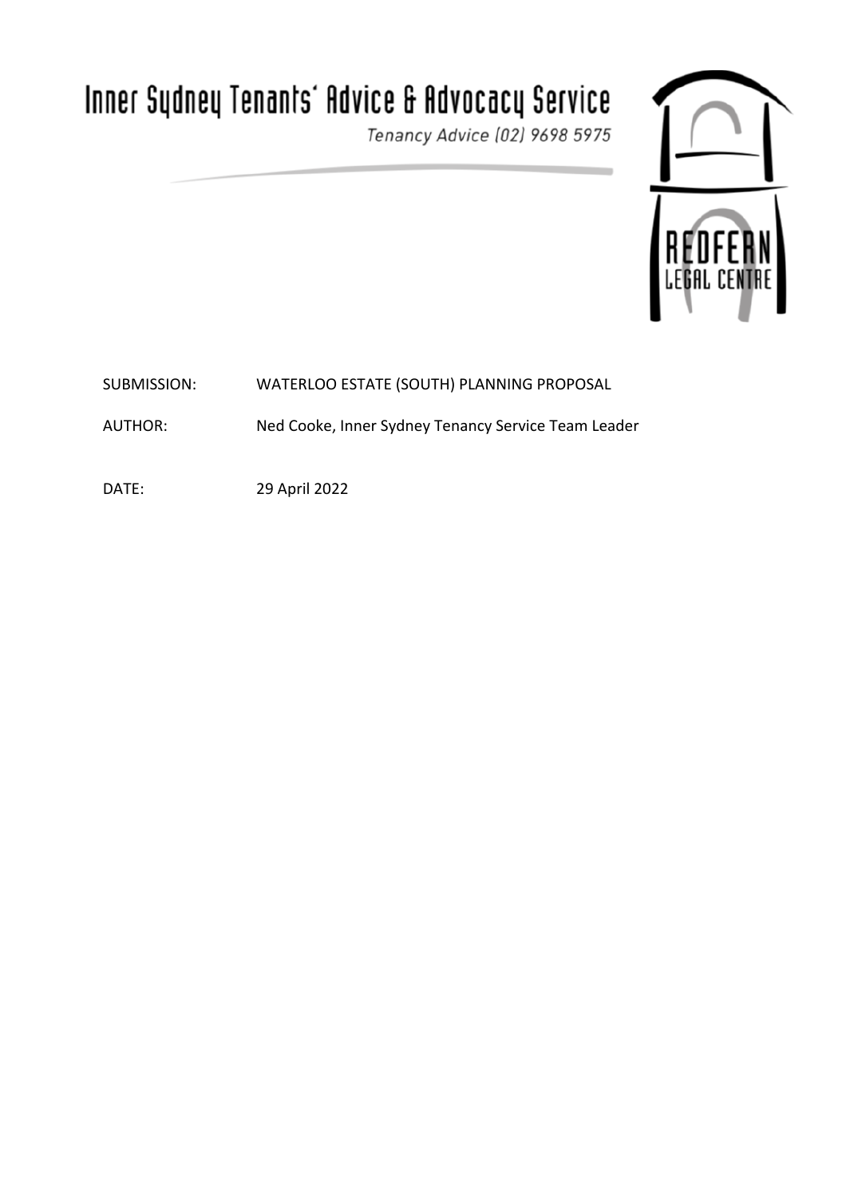# Inner Sydney Tenants' Advice & Advocacy Service

*Tenancy Advice (02) 9698 5975*

REDFERN LEGAL CENTRE

SUBMISSION: WATERLOO ESTATE (SOUTH) PLANNING PROPOSAL

AUTHOR: Ned Cooke, Inner Sydney Tenancy Service Team Leader

DATE: 29 April 2022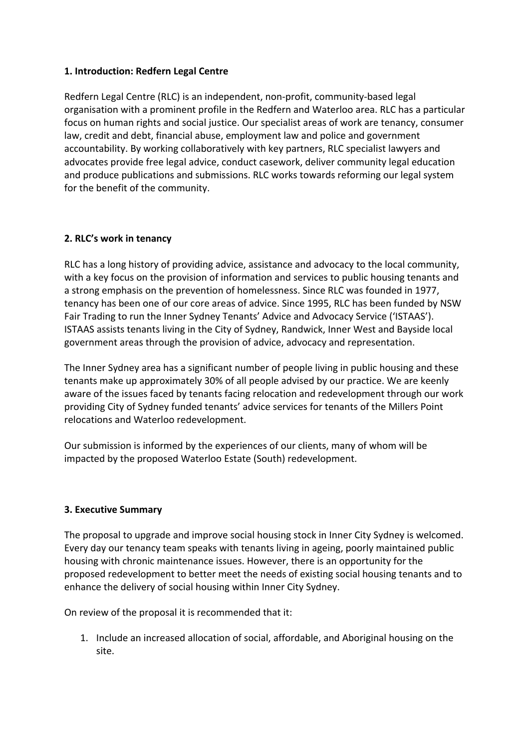## 1. Introduction: Redfern Legal Centre

Redfern Legal Centre (RLC) is an independent, non-profit, community-based legal organisation with a prominent profile in the Redfern and Waterloo area. RLC has a particular focus on human rights and social justice. Our specialist areas of work are tenancy, consumer law, credit and debt, financial abuse, employment law and police and government accountability. By working collaboratively with key partners, RLC specialist lawyers and advocates provide free legal advice, conduct casework, deliver community legal education and produce publications and submissions. RLC works towards reforming our legal system for the benefit of the community.

## 2. RLC's work in tenancy

RLC has a long history of providing advice, assistance and advocacy to the local community, with a key focus on the provision of information and services to public housing tenants and a strong emphasis on the prevention of homelessness. Since RLC was founded in 1977, tenancy has been one of our core areas of advice. Since 1995, RLC has been funded by NSW Fair Trading to run the Inner Sydney Tenants' Advice and Advocacy Service ('ISTAAS'). ISTAAS assists tenants living in the City of Sydney, Randwick, Inner West and Bayside local government areas through the provision of advice, advocacy and representation.

The Inner Sydney area has a significant number of people living in public housing and these tenants make up approximately 30% of all people advised by our practice. We are keenly aware of the issues faced by tenants facing relocation and redevelopment through our work providing City of Sydney funded tenants' advice services for tenants of the Millers Point relocations and Waterloo redevelopment.

Our submission is informed by the experiences of our clients, many of whom will be impacted by the proposed Waterloo Estate (South) redevelopment.

## 3. Executive Summary

The proposal to upgrade and improve social housing stock in Inner City Sydney is welcomed. Every day our tenancy team speaks with tenants living in ageing, poorly maintained public housing with chronic maintenance issues. However, there is an opportunity for the proposed redevelopment to better meet the needs of existing social housing tenants and to enhance the delivery of social housing within Inner City Sydney.

On review of the proposal it is recommended that it:

1. Include an increased allocation of social, affordable, and Aboriginal housing on the site.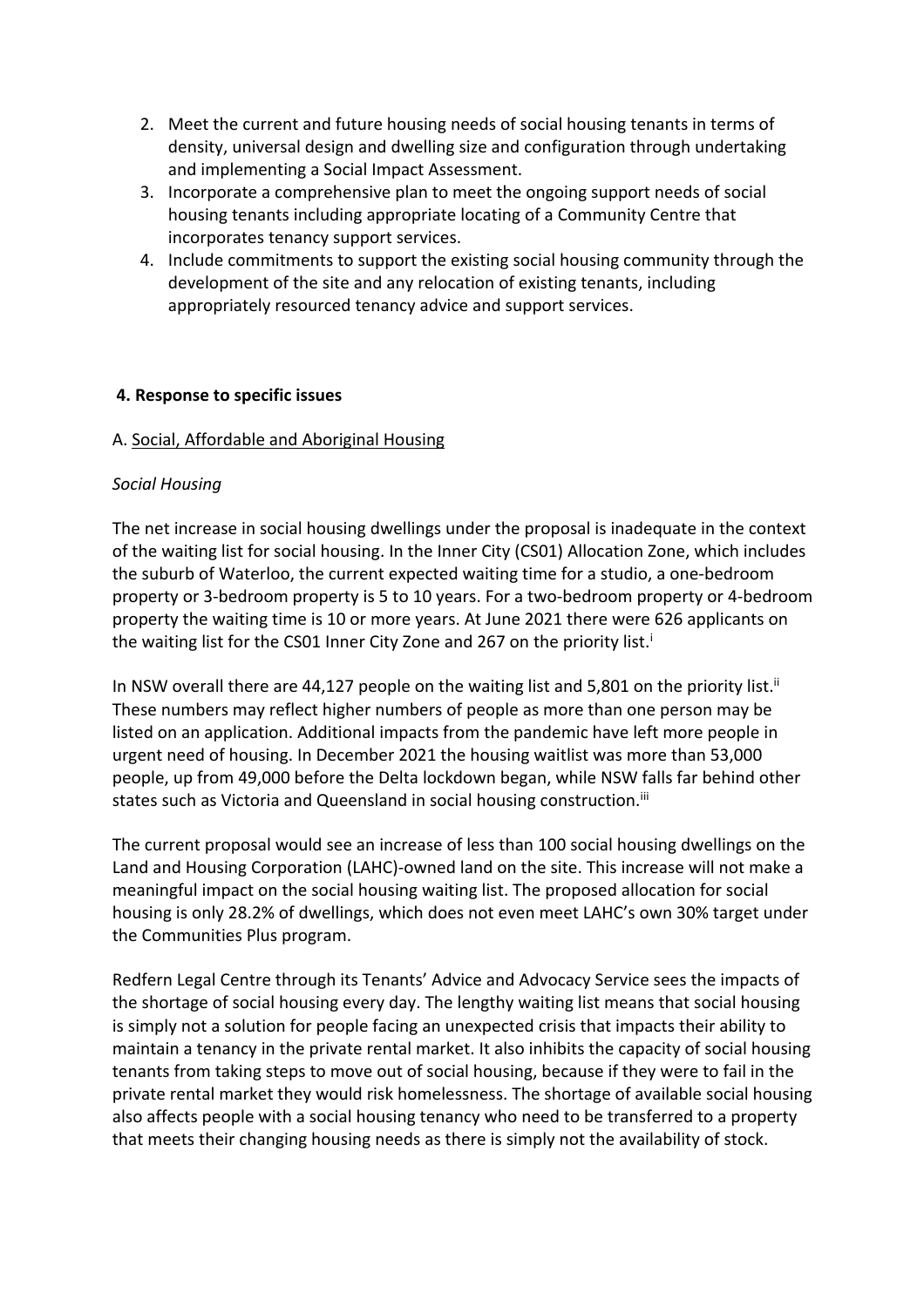2. Meet the current and future housing needs of social housing tenants in terms of density, universal design and dwelling size and configuration through undertaking and implementing a Social Impact Assessment.
3. Incorporate a comprehensive plan to meet the ongoing support needs of social housing tenants including appropriate locating of a Community Centre that incorporates tenancy support services.
4. Include commitments to support the existing social housing community through the development of the site and any relocation of existing tenants, including appropriately resourced tenancy advice and support services.

## 4. Response to specific issues

### A. Social, Affordable and Aboriginal Housing

*Social Housing*

The net increase in social housing dwellings under the proposal is inadequate in the context of the waiting list for social housing. In the Inner City (CS01) Allocation Zone, which includes the suburb of Waterloo, the current expected waiting time for a studio, a one-bedroom property or 3-bedroom property is 5 to 10 years. For a two-bedroom property or 4-bedroom property the waiting time is 10 or more years. At June 2021 there were 626 applicants on the waiting list for the CS01 Inner City Zone and 267 on the priority list.[i]

In NSW overall there are 44,127 people on the waiting list and 5,801 on the priority list.[ii] These numbers may reflect higher numbers of people as more than one person may be listed on an application. Additional impacts from the pandemic have left more people in urgent need of housing. In December 2021 the housing waitlist was more than 53,000 people, up from 49,000 before the Delta lockdown began, while NSW falls far behind other states such as Victoria and Queensland in social housing construction.[iii]

The current proposal would see an increase of less than 100 social housing dwellings on the Land and Housing Corporation (LAHC)-owned land on the site. This increase will not make a meaningful impact on the social housing waiting list. The proposed allocation for social housing is only 28.2% of dwellings, which does not even meet LAHC's own 30% target under the Communities Plus program.

Redfern Legal Centre through its Tenants' Advice and Advocacy Service sees the impacts of the shortage of social housing every day. The lengthy waiting list means that social housing is simply not a solution for people facing an unexpected crisis that impacts their ability to maintain a tenancy in the private rental market. It also inhibits the capacity of social housing tenants from taking steps to move out of social housing, because if they were to fail in the private rental market they would risk homelessness. The shortage of available social housing also affects people with a social housing tenancy who need to be transferred to a property that meets their changing housing needs as there is simply not the availability of stock.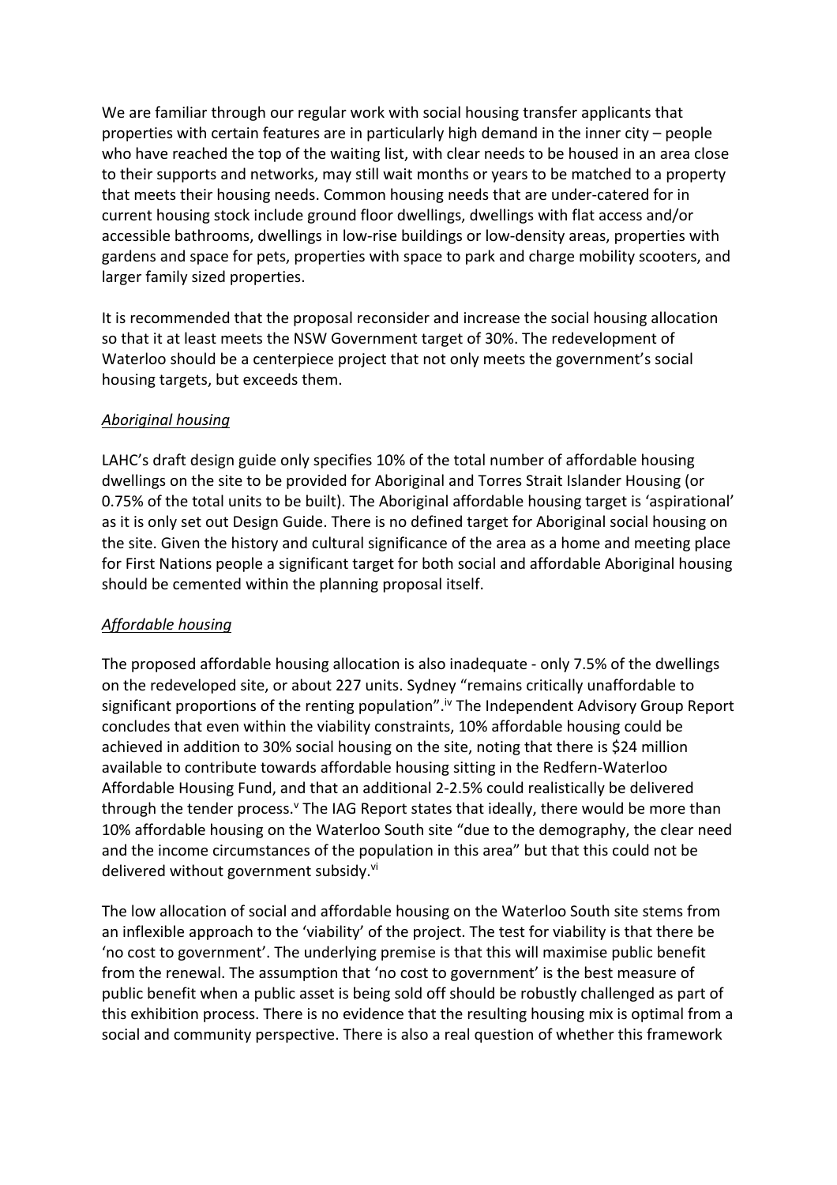We are familiar through our regular work with social housing transfer applicants that properties with certain features are in particularly high demand in the inner city – people who have reached the top of the waiting list, with clear needs to be housed in an area close to their supports and networks, may still wait months or years to be matched to a property that meets their housing needs. Common housing needs that are under-catered for in current housing stock include ground floor dwellings, dwellings with flat access and/or accessible bathrooms, dwellings in low-rise buildings or low-density areas, properties with gardens and space for pets, properties with space to park and charge mobility scooters, and larger family sized properties.

It is recommended that the proposal reconsider and increase the social housing allocation so that it at least meets the NSW Government target of 30%. The redevelopment of Waterloo should be a centerpiece project that not only meets the government's social housing targets, but exceeds them.

*Aboriginal housing*

LAHC's draft design guide only specifies 10% of the total number of affordable housing dwellings on the site to be provided for Aboriginal and Torres Strait Islander Housing (or 0.75% of the total units to be built). The Aboriginal affordable housing target is 'aspirational' as it is only set out Design Guide. There is no defined target for Aboriginal social housing on the site. Given the history and cultural significance of the area as a home and meeting place for First Nations people a significant target for both social and affordable Aboriginal housing should be cemented within the planning proposal itself.

*Affordable housing*

The proposed affordable housing allocation is also inadequate - only 7.5% of the dwellings on the redeveloped site, or about 227 units. Sydney "remains critically unaffordable to significant proportions of the renting population".[iv] The Independent Advisory Group Report concludes that even within the viability constraints, 10% affordable housing could be achieved in addition to 30% social housing on the site, noting that there is $24 million available to contribute towards affordable housing sitting in the Redfern-Waterloo Affordable Housing Fund, and that an additional 2-2.5% could realistically be delivered through the tender process.[v] The IAG Report states that ideally, there would be more than 10% affordable housing on the Waterloo South site "due to the demography, the clear need and the income circumstances of the population in this area" but that this could not be delivered without government subsidy.[vi]

The low allocation of social and affordable housing on the Waterloo South site stems from an inflexible approach to the 'viability' of the project. The test for viability is that there be 'no cost to government'. The underlying premise is that this will maximise public benefit from the renewal. The assumption that 'no cost to government' is the best measure of public benefit when a public asset is being sold off should be robustly challenged as part of this exhibition process. There is no evidence that the resulting housing mix is optimal from a social and community perspective. There is also a real question of whether this framework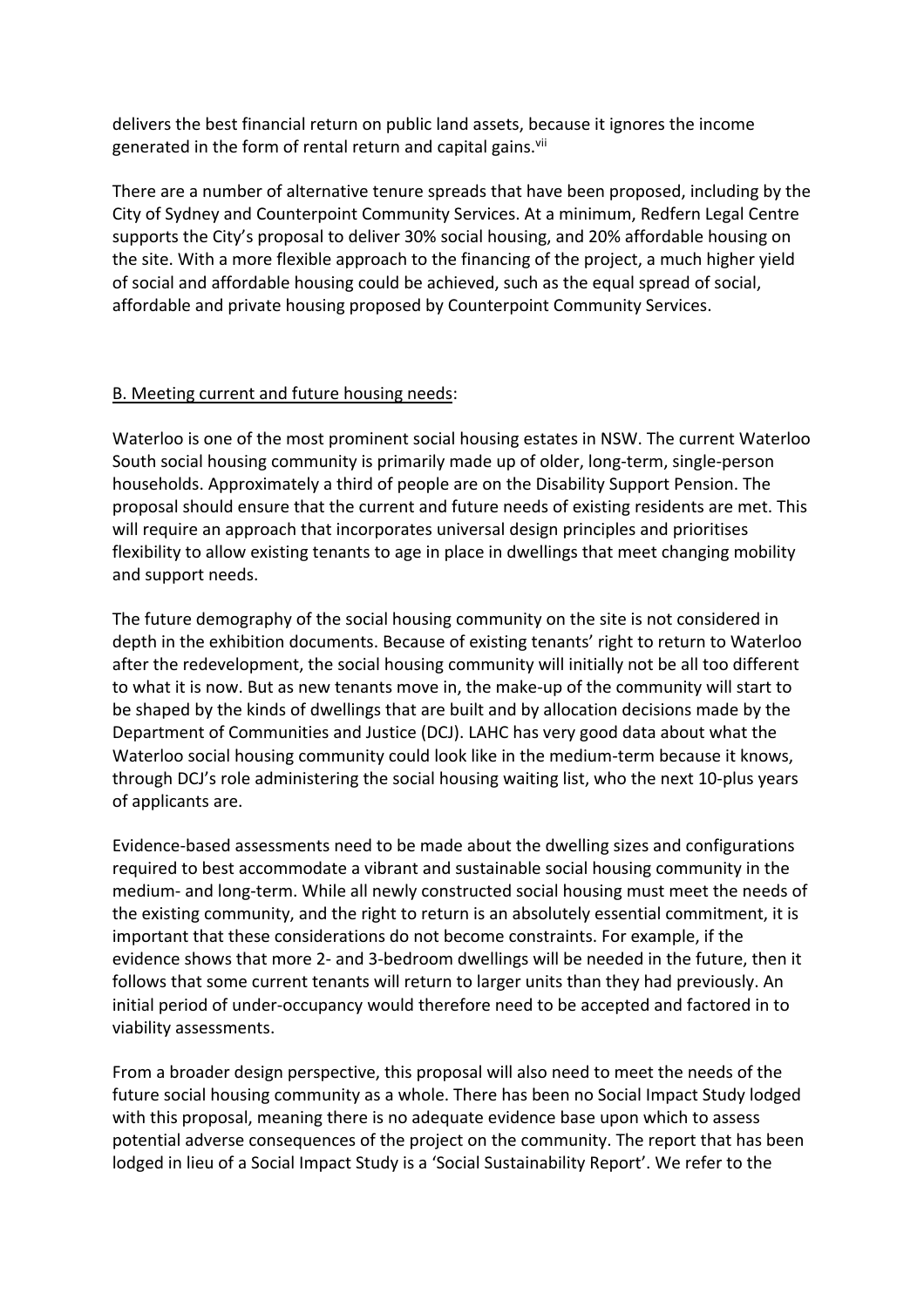delivers the best financial return on public land assets, because it ignores the income generated in the form of rental return and capital gains.[vii]

There are a number of alternative tenure spreads that have been proposed, including by the City of Sydney and Counterpoint Community Services. At a minimum, Redfern Legal Centre supports the City's proposal to deliver 30% social housing, and 20% affordable housing on the site. With a more flexible approach to the financing of the project, a much higher yield of social and affordable housing could be achieved, such as the equal spread of social, affordable and private housing proposed by Counterpoint Community Services.

B. Meeting current and future housing needs:

Waterloo is one of the most prominent social housing estates in NSW. The current Waterloo South social housing community is primarily made up of older, long-term, single-person households. Approximately a third of people are on the Disability Support Pension. The proposal should ensure that the current and future needs of existing residents are met. This will require an approach that incorporates universal design principles and prioritises flexibility to allow existing tenants to age in place in dwellings that meet changing mobility and support needs.

The future demography of the social housing community on the site is not considered in depth in the exhibition documents. Because of existing tenants' right to return to Waterloo after the redevelopment, the social housing community will initially not be all too different to what it is now. But as new tenants move in, the make-up of the community will start to be shaped by the kinds of dwellings that are built and by allocation decisions made by the Department of Communities and Justice (DCJ). LAHC has very good data about what the Waterloo social housing community could look like in the medium-term because it knows, through DCJ's role administering the social housing waiting list, who the next 10-plus years of applicants are.

Evidence-based assessments need to be made about the dwelling sizes and configurations required to best accommodate a vibrant and sustainable social housing community in the medium- and long-term. While all newly constructed social housing must meet the needs of the existing community, and the right to return is an absolutely essential commitment, it is important that these considerations do not become constraints. For example, if the evidence shows that more 2- and 3-bedroom dwellings will be needed in the future, then it follows that some current tenants will return to larger units than they had previously. An initial period of under-occupancy would therefore need to be accepted and factored in to viability assessments.

From a broader design perspective, this proposal will also need to meet the needs of the future social housing community as a whole. There has been no Social Impact Study lodged with this proposal, meaning there is no adequate evidence base upon which to assess potential adverse consequences of the project on the community. The report that has been lodged in lieu of a Social Impact Study is a 'Social Sustainability Report'. We refer to the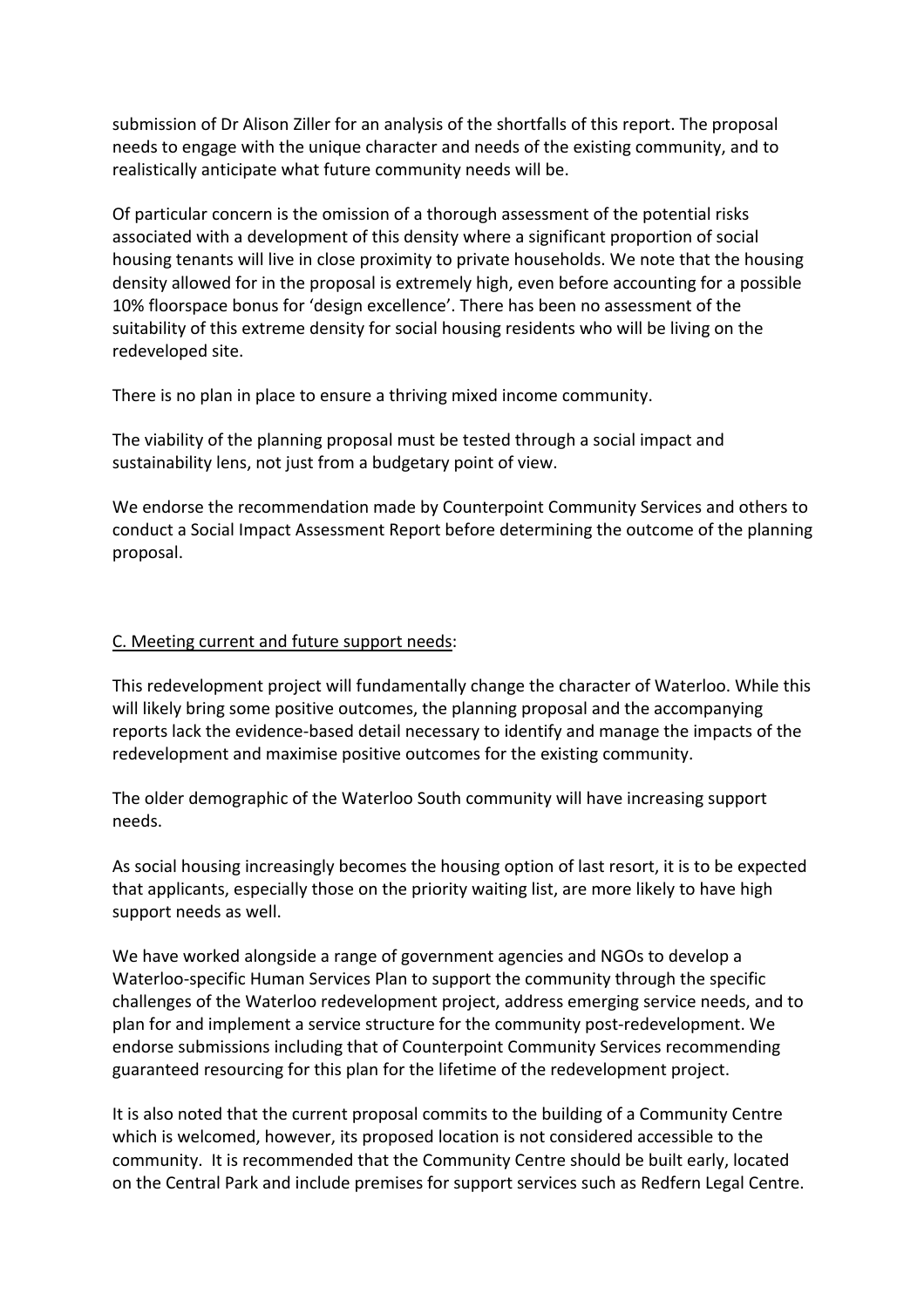submission of Dr Alison Ziller for an analysis of the shortfalls of this report. The proposal needs to engage with the unique character and needs of the existing community, and to realistically anticipate what future community needs will be.

Of particular concern is the omission of a thorough assessment of the potential risks associated with a development of this density where a significant proportion of social housing tenants will live in close proximity to private households. We note that the housing density allowed for in the proposal is extremely high, even before accounting for a possible 10% floorspace bonus for 'design excellence'. There has been no assessment of the suitability of this extreme density for social housing residents who will be living on the redeveloped site.

There is no plan in place to ensure a thriving mixed income community.

The viability of the planning proposal must be tested through a social impact and sustainability lens, not just from a budgetary point of view.

We endorse the recommendation made by Counterpoint Community Services and others to conduct a Social Impact Assessment Report before determining the outcome of the planning proposal.

C. Meeting current and future support needs:

This redevelopment project will fundamentally change the character of Waterloo. While this will likely bring some positive outcomes, the planning proposal and the accompanying reports lack the evidence-based detail necessary to identify and manage the impacts of the redevelopment and maximise positive outcomes for the existing community.

The older demographic of the Waterloo South community will have increasing support needs.

As social housing increasingly becomes the housing option of last resort, it is to be expected that applicants, especially those on the priority waiting list, are more likely to have high support needs as well.

We have worked alongside a range of government agencies and NGOs to develop a Waterloo-specific Human Services Plan to support the community through the specific challenges of the Waterloo redevelopment project, address emerging service needs, and to plan for and implement a service structure for the community post-redevelopment. We endorse submissions including that of Counterpoint Community Services recommending guaranteed resourcing for this plan for the lifetime of the redevelopment project.

It is also noted that the current proposal commits to the building of a Community Centre which is welcomed, however, its proposed location is not considered accessible to the community. It is recommended that the Community Centre should be built early, located on the Central Park and include premises for support services such as Redfern Legal Centre.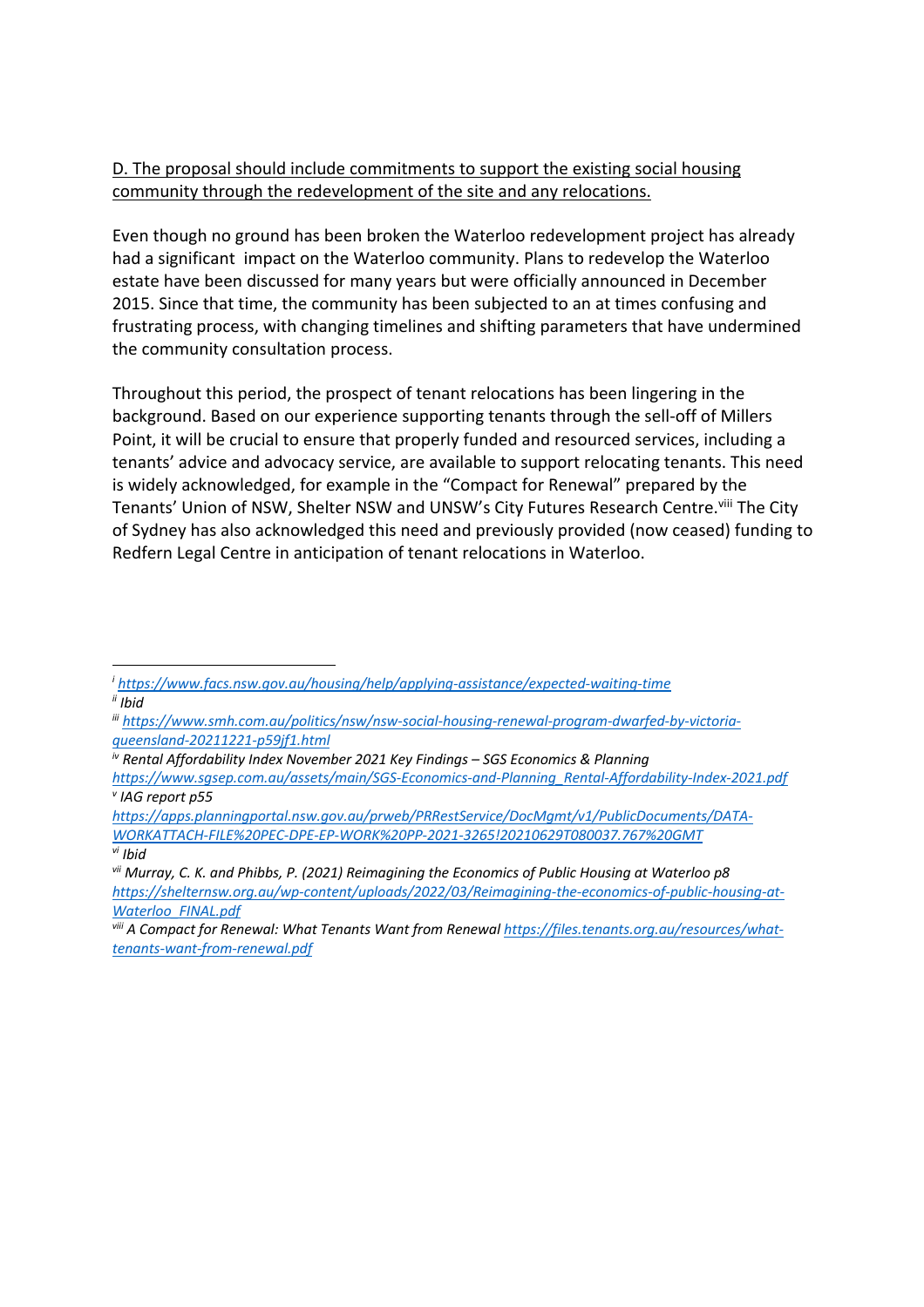D. The proposal should include commitments to support the existing social housing community through the redevelopment of the site and any relocations.

Even though no ground has been broken the Waterloo redevelopment project has already had a significant impact on the Waterloo community. Plans to redevelop the Waterloo estate have been discussed for many years but were officially announced in December 2015. Since that time, the community has been subjected to an at times confusing and frustrating process, with changing timelines and shifting parameters that have undermined the community consultation process.

Throughout this period, the prospect of tenant relocations has been lingering in the background. Based on our experience supporting tenants through the sell-off of Millers Point, it will be crucial to ensure that properly funded and resourced services, including a tenants' advice and advocacy service, are available to support relocating tenants. This need is widely acknowledged, for example in the "Compact for Renewal" prepared by the Tenants' Union of NSW, Shelter NSW and UNSW's City Futures Research Centre.[viii] The City of Sydney has also acknowledged this need and previously provided (now ceased) funding to Redfern Legal Centre in anticipation of tenant relocations in Waterloo.

---

[i] *https://www.facs.nsw.gov.au/housing/help/applying-assistance/expected-waiting-time*

[ii] *Ibid*

[iii] *https://www.smh.com.au/politics/nsw/nsw-social-housing-renewal-program-dwarfed-by-victoria-queensland-20211221-p59jf1.html*

[iv] *Rental Affordability Index November 2021 Key Findings – SGS Economics & Planning https://www.sgsep.com.au/assets/main/SGS-Economics-and-Planning_Rental-Affordability-Index-2021.pdf*

[v] *IAG report p55 https://apps.planningportal.nsw.gov.au/prweb/PRRestService/DocMgmt/v1/PublicDocuments/DATA-WORKATTACH-FILE%20PEC-DPE-EP-WORK%20PP-2021-3265!20210629T080037.767%20GMT*

[vi] *Ibid*

[vii] *Murray, C. K. and Phibbs, P. (2021) Reimagining the Economics of Public Housing at Waterloo p8 https://shelternsw.org.au/wp-content/uploads/2022/03/Reimagining-the-economics-of-public-housing-at-Waterloo_FINAL.pdf*

[viii] *A Compact for Renewal: What Tenants Want from Renewal https://files.tenants.org.au/resources/what-tenants-want-from-renewal.pdf*